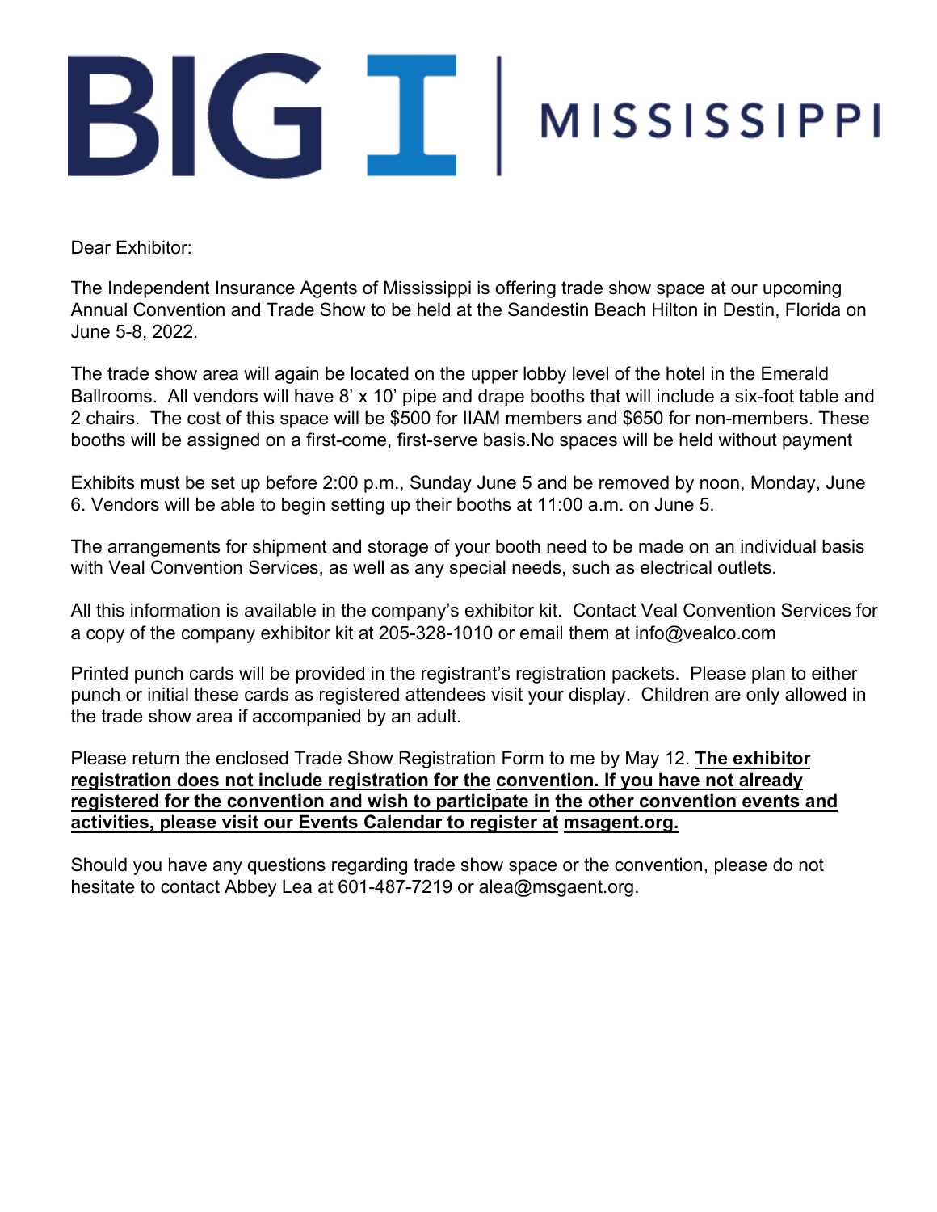# BIG I | MISSISSIPPI

Dear Exhibitor:

The Independent Insurance Agents of Mississippi is offering trade show space at our upcoming Annual Convention and Trade Show to be held at the Sandestin Beach Hilton in Destin, Florida on June 5-8, 2022.

The trade show area will again be located on the upper lobby level of the hotel in the Emerald Ballrooms. All vendors will have 8' x 10' pipe and drape booths that will include a six-foot table and 2 chairs. The cost of this space will be $500 for IIAM members and $650 for non-members. These booths will be assigned on a first-come, first-serve basis.No spaces will be held without payment

Exhibits must be set up before 2:00 p.m., Sunday June 5 and be removed by noon, Monday, June 6. Vendors will be able to begin setting up their booths at 11:00 a.m. on June 5.

The arrangements for shipment and storage of your booth need to be made on an individual basis with Veal Convention Services, as well as any special needs, such as electrical outlets.

All this information is available in the company's exhibitor kit. Contact Veal Convention Services for a copy of the company exhibitor kit at 205-328-1010 or email them at info@vealco.com

Printed punch cards will be provided in the registrant's registration packets. Please plan to either punch or initial these cards as registered attendees visit your display. Children are only allowed in the trade show area if accompanied by an adult.

Please return the enclosed Trade Show Registration Form to me by May 12. **The exhibitor registration does not include registration for the convention. If you have not already registered for the convention and wish to participate in the other convention events and activities, please visit our Events Calendar to register at msagent.org.**

Should you have any questions regarding trade show space or the convention, please do not hesitate to contact Abbey Lea at 601-487-7219 or alea@msgaent.org.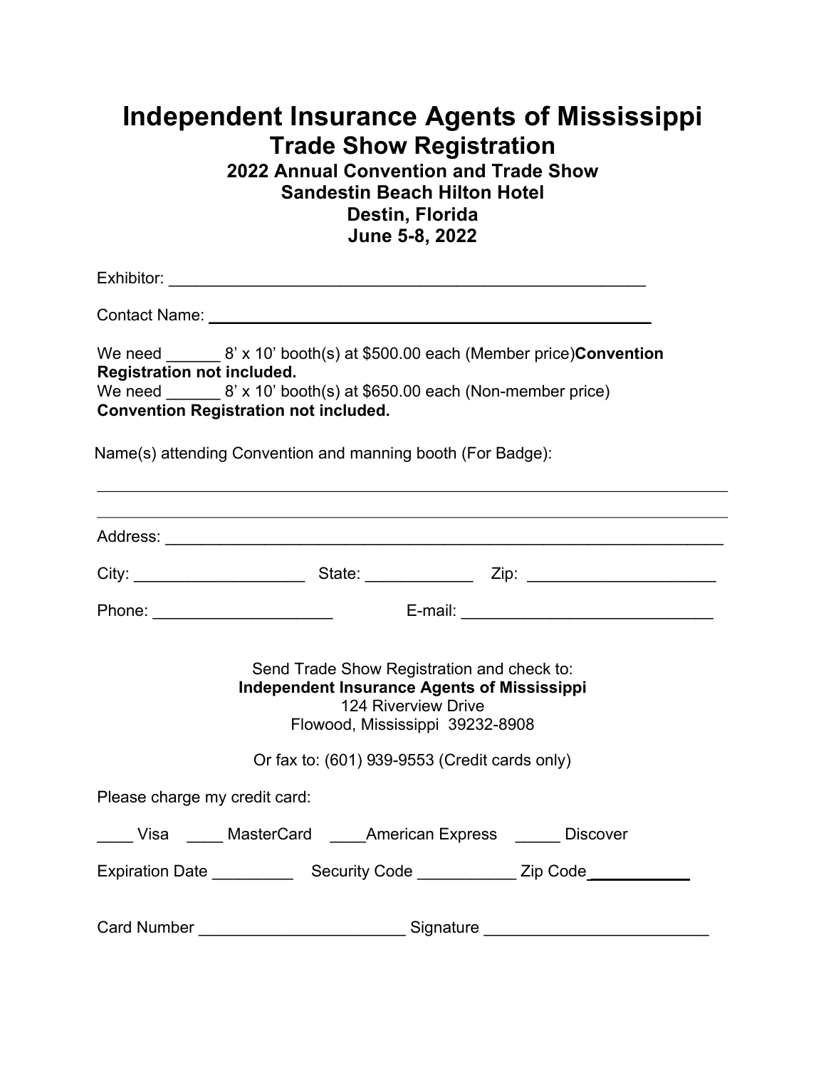# Independent Insurance Agents of Mississippi

## Trade Show Registration

### 2022 Annual Convention and Trade Show
### Sandestin Beach Hilton Hotel
### Destin, Florida
### June 5-8, 2022

Exhibitor: ______________________________________________________

Contact Name: ______________________________________________________

We need ______ 8' x 10' booth(s) at $500.00 each (Member price)**Convention Registration not included.**
We need ______ 8' x 10' booth(s) at $650.00 each (Non-member price) **Convention Registration not included.**

Name(s) attending Convention and manning booth (For Badge):

______________________________________________________________________

______________________________________________________________________

Address: ______________________________________________________________

City: ___________________ State: ____________ Zip: _____________________

Phone: ____________________ E-mail: ____________________________

Send Trade Show Registration and check to:
**Independent Insurance Agents of Mississippi**
124 Riverview Drive
Flowood, Mississippi 39232-8908

Or fax to: (601) 939-9553 (Credit cards only)

Please charge my credit card:

____ Visa ____ MasterCard ____American Express _____ Discover

Expiration Date _________ Security Code ___________ Zip Code ___________

Card Number _______________________ Signature ________________________